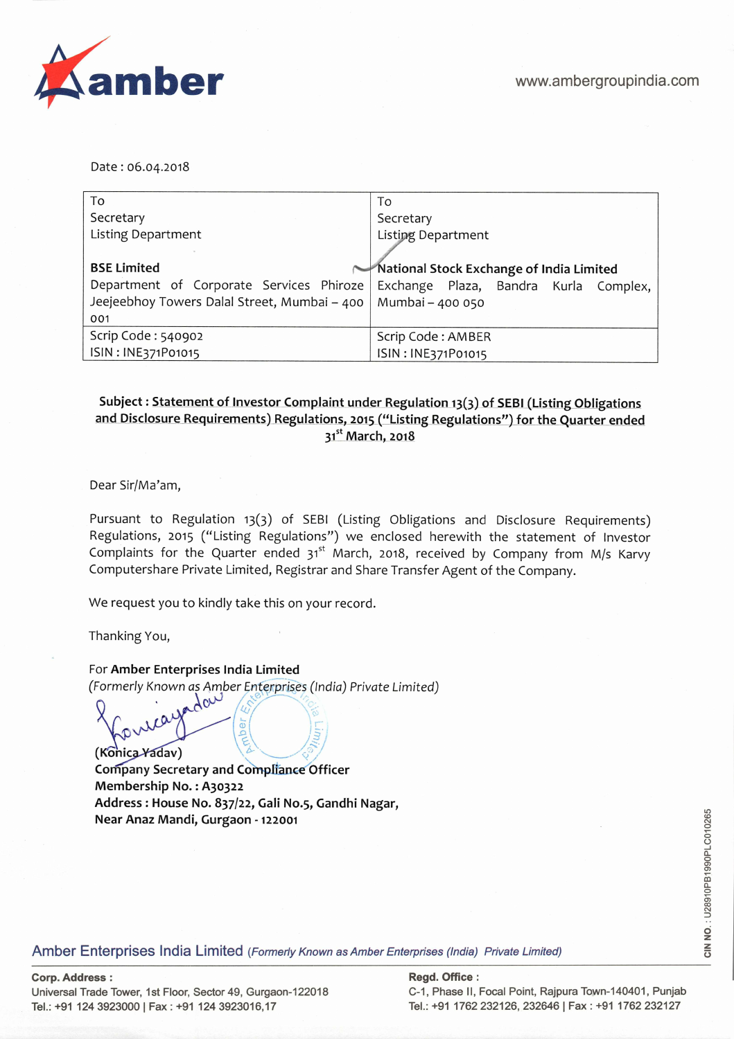amber

www.ambergroupindia.com

Date : 06.04.2018

| To<br>Secretary<br>Listing Department<br><br>**BSE Limited**<br>Department of Corporate Services Phiroze Jeejeebhoy Towers Dalal Street, Mumbai – 400 001 | To<br>Secretary<br>Listing Department<br><br>**National Stock Exchange of India Limited**<br>Exchange Plaza, Bandra Kurla Complex, Mumbai – 400 050 |
|---|---|
| Scrip Code : 540902<br>ISIN : INE371P01015 | Scrip Code : AMBER<br>ISIN : INE371P01015 |

**Subject : Statement of Investor Complaint under Regulation 13(3) of SEBI (Listing Obligations and Disclosure Requirements) Regulations, 2015 ("Listing Regulations") for the Quarter ended 31st March, 2018**

Dear Sir/Ma'am,

Pursuant to Regulation 13(3) of SEBI (Listing Obligations and Disclosure Requirements) Regulations, 2015 ("Listing Regulations") we enclosed herewith the statement of Investor Complaints for the Quarter ended 31st March, 2018, received by Company from M/s Karvy Computershare Private Limited, Registrar and Share Transfer Agent of the Company.

We request you to kindly take this on your record.

Thanking You,

For **Amber Enterprises India Limited**
*(Formerly Known as Amber Enterprises (India) Private Limited)*

**(Konica Yadav)**
**Company Secretary and Compliance Officer**
**Membership No. : A30322**
**Address : House No. 837/22, Gali No.5, Gandhi Nagar,**
**Near Anaz Mandi, Gurgaon - 122001**

CIN NO. : U28910PB1990PLC010265

Amber Enterprises India Limited *(Formerly Known as Amber Enterprises (India) Private Limited)*

**Corp. Address :**
Universal Trade Tower, 1st Floor, Sector 49, Gurgaon-122018
Tel.: +91 124 3923000 | Fax : +91 124 3923016,17

**Regd. Office :**
C-1, Phase II, Focal Point, Rajpura Town-140401, Punjab
Tel.: +91 1762 232126, 232646 | Fax : +91 1762 232127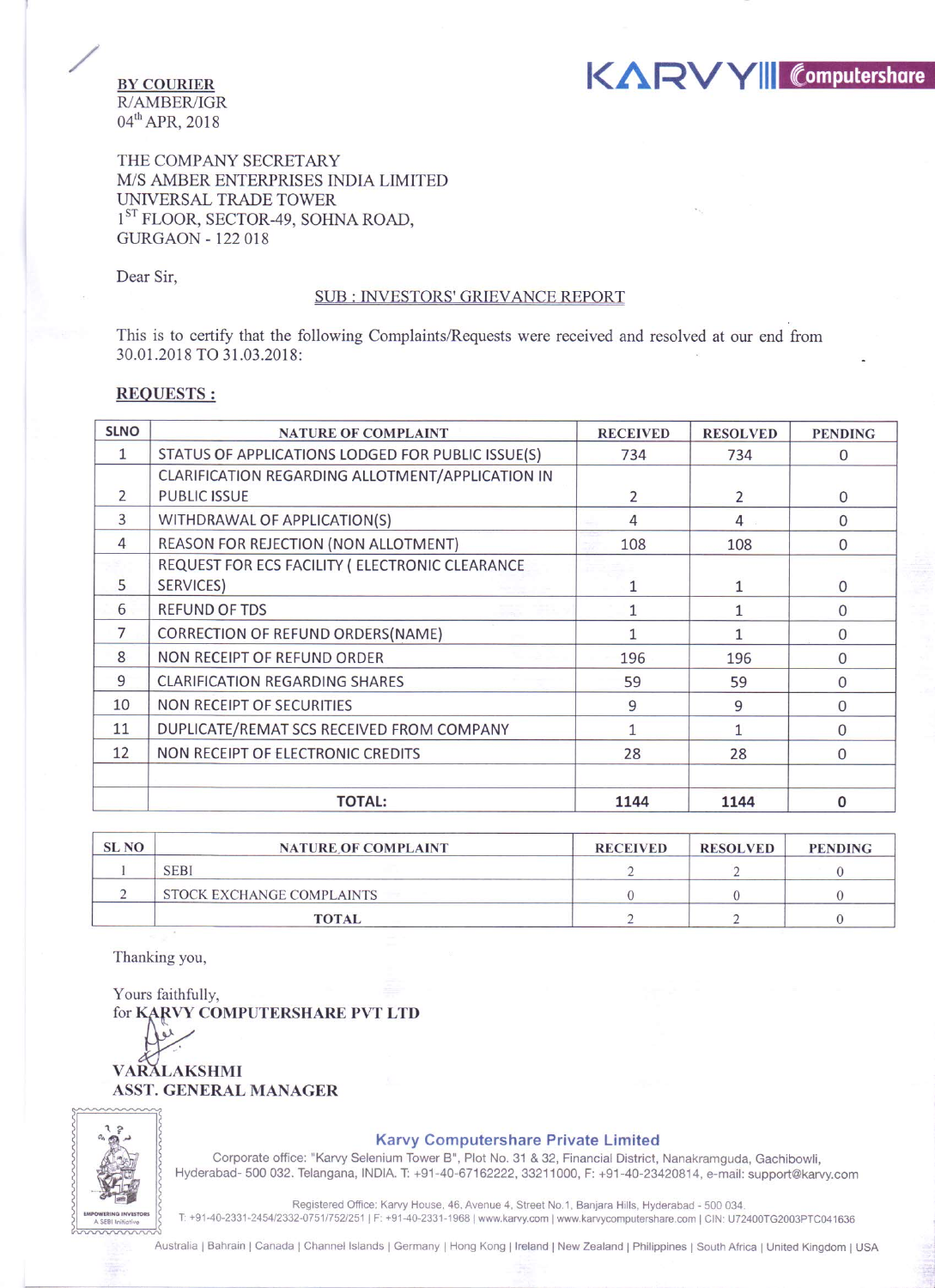**BY COURIER**
R/AMBER/IGR
04th APR, 2018

KARVY Computershare

THE COMPANY SECRETARY
M/S AMBER ENTERPRISES INDIA LIMITED
UNIVERSAL TRADE TOWER
1ST FLOOR, SECTOR-49, SOHNA ROAD,
GURGAON - 122 018

Dear Sir,

**SUB : INVESTORS' GRIEVANCE REPORT**

This is to certify that the following Complaints/Requests were received and resolved at our end from 30.01.2018 TO 31.03.2018:

**REQUESTS :**

| SLNO | NATURE OF COMPLAINT | RECEIVED | RESOLVED | PENDING |
|---|---|---|---|---|
| 1 | STATUS OF APPLICATIONS LODGED FOR PUBLIC ISSUE(S) | 734 | 734 | 0 |
| 2 | CLARIFICATION REGARDING ALLOTMENT/APPLICATION IN PUBLIC ISSUE | 2 | 2 | 0 |
| 3 | WITHDRAWAL OF APPLICATION(S) | 4 | 4 | 0 |
| 4 | REASON FOR REJECTION (NON ALLOTMENT) | 108 | 108 | 0 |
| 5 | REQUEST FOR ECS FACILITY ( ELECTRONIC CLEARANCE SERVICES) | 1 | 1 | 0 |
| 6 | REFUND OF TDS | 1 | 1 | 0 |
| 7 | CORRECTION OF REFUND ORDERS(NAME) | 1 | 1 | 0 |
| 8 | NON RECEIPT OF REFUND ORDER | 196 | 196 | 0 |
| 9 | CLARIFICATION REGARDING SHARES | 59 | 59 | 0 |
| 10 | NON RECEIPT OF SECURITIES | 9 | 9 | 0 |
| 11 | DUPLICATE/REMAT SCS RECEIVED FROM COMPANY | 1 | 1 | 0 |
| 12 | NON RECEIPT OF ELECTRONIC CREDITS | 28 | 28 | 0 |
| | | | | |
| | **TOTAL:** | **1144** | **1144** | **0** |

| SL NO | NATURE OF COMPLAINT | RECEIVED | RESOLVED | PENDING |
|---|---|---|---|---|
| 1 | SEBI | 2 | 2 | 0 |
| 2 | STOCK EXCHANGE COMPLAINTS | 0 | 0 | 0 |
| | TOTAL | 2 | 2 | 0 |

Thanking you,

Yours faithfully,
for **KARVY COMPUTERSHARE PVT LTD**

**VARALAKSHMI**
**ASST. GENERAL MANAGER**

**Karvy Computershare Private Limited**
Corporate office: "Karvy Selenium Tower B", Plot No. 31 & 32, Financial District, Nanakramguda, Gachibowli, Hyderabad- 500 032. Telangana, INDIA. T: +91-40-67162222, 33211000, F: +91-40-23420814, e-mail: support@karvy.com

Registered Office: Karvy House, 46, Avenue 4, Street No.1, Banjara Hills, Hyderabad - 500 034.
T: +91-40-2331-2454/2332-0751/752/251 | F: +91-40-2331-1968 | www.karvy.com | www.karvycomputershare.com | CIN: U72400TG2003PTC041636

Australia | Bahrain | Canada | Channel Islands | Germany | Hong Kong | Ireland | New Zealand | Philippines | South Africa | United Kingdom | USA